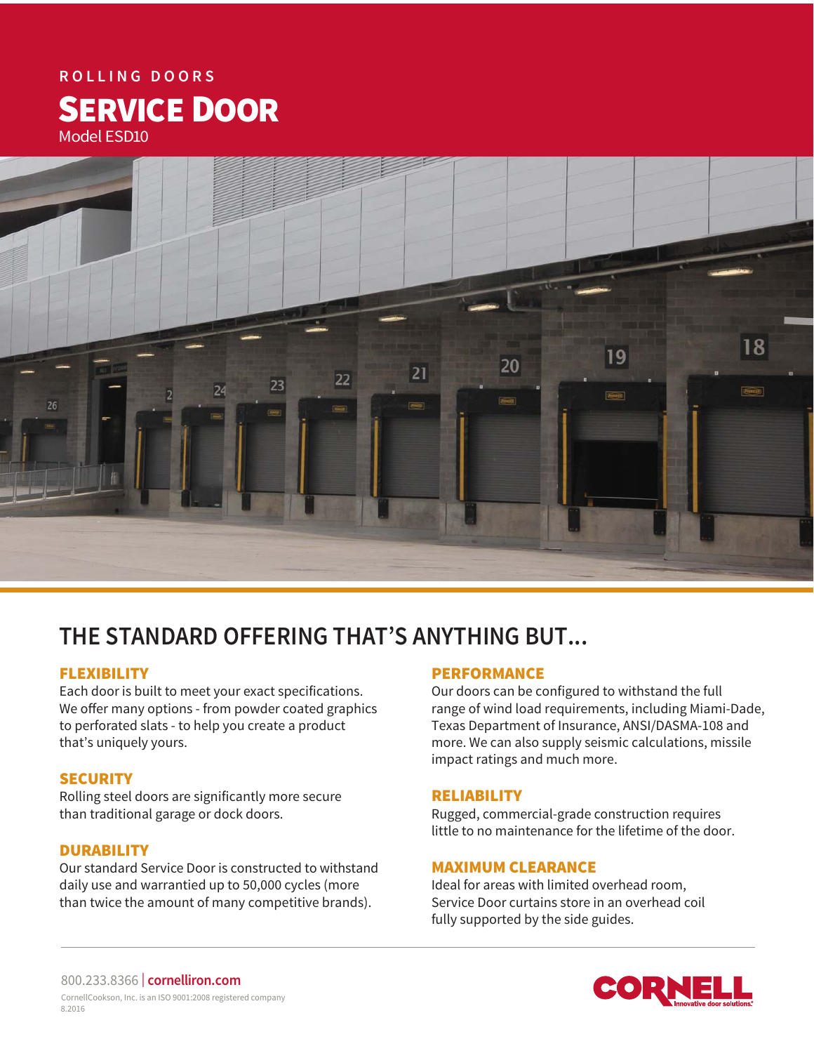ROLLING DOORS

# SERVICE DOOR

Model ESD10

## THE STANDARD OFFERING THAT'S ANYTHING BUT...

### FLEXIBILITY

Each door is built to meet your exact specifications. We offer many options - from powder coated graphics to perforated slats - to help you create a product that's uniquely yours.

### SECURITY

Rolling steel doors are significantly more secure than traditional garage or dock doors.

### DURABILITY

Our standard Service Door is constructed to withstand daily use and warrantied up to 50,000 cycles (more than twice the amount of many competitive brands).

### PERFORMANCE

Our doors can be configured to withstand the full range of wind load requirements, including Miami-Dade, Texas Department of Insurance, ANSI/DASMA-108 and more. We can also supply seismic calculations, missile impact ratings and much more.

### RELIABILITY

Rugged, commercial-grade construction requires little to no maintenance for the lifetime of the door.

### MAXIMUM CLEARANCE

Ideal for areas with limited overhead room, Service Door curtains store in an overhead coil fully supported by the side guides.

800.233.8366 | **cornelliron.com**

CornellCookson, Inc. is an ISO 9001:2008 registered company

8.2016

CORNELL Innovative door solutions.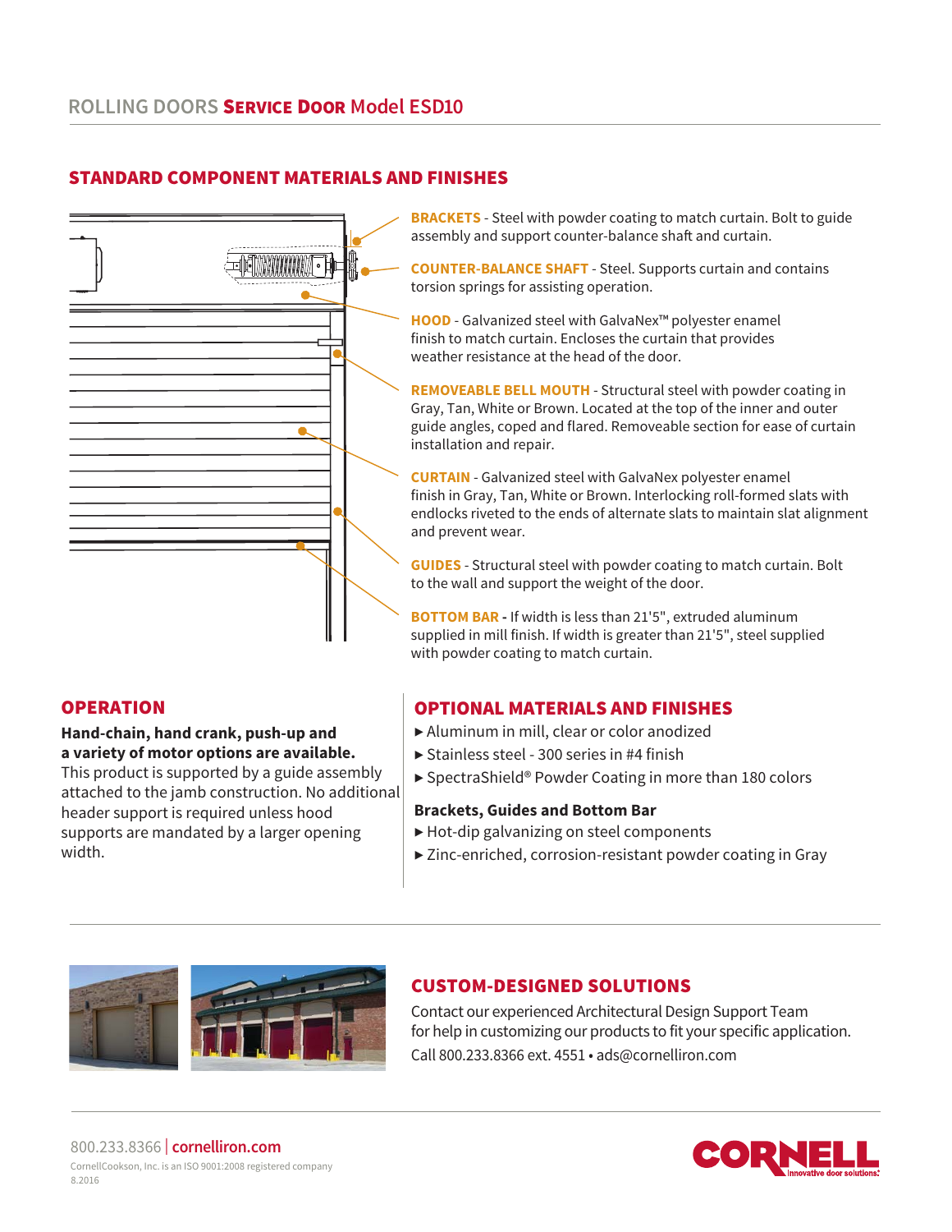ROLLING DOORS **SERVICE DOOR** Model ESD10

## STANDARD COMPONENT MATERIALS AND FINISHES

**BRACKETS** - Steel with powder coating to match curtain. Bolt to guide assembly and support counter-balance shaft and curtain.

**COUNTER-BALANCE SHAFT** - Steel. Supports curtain and contains torsion springs for assisting operation.

**HOOD** - Galvanized steel with GalvaNex™ polyester enamel finish to match curtain. Encloses the curtain that provides weather resistance at the head of the door.

**REMOVEABLE BELL MOUTH** - Structural steel with powder coating in Gray, Tan, White or Brown. Located at the top of the inner and outer guide angles, coped and flared. Removeable section for ease of curtain installation and repair.

**CURTAIN** - Galvanized steel with GalvaNex polyester enamel finish in Gray, Tan, White or Brown. Interlocking roll-formed slats with endlocks riveted to the ends of alternate slats to maintain slat alignment and prevent wear.

**GUIDES** - Structural steel with powder coating to match curtain. Bolt to the wall and support the weight of the door.

**BOTTOM BAR -** If width is less than 21'5", extruded aluminum supplied in mill finish. If width is greater than 21'5", steel supplied with powder coating to match curtain.

## OPERATION

**Hand-chain, hand crank, push-up and a variety of motor options are available.**
This product is supported by a guide assembly attached to the jamb construction. No additional header support is required unless hood supports are mandated by a larger opening width.

## OPTIONAL MATERIALS AND FINISHES

- Aluminum in mill, clear or color anodized
- Stainless steel - 300 series in #4 finish
- SpectraShield® Powder Coating in more than 180 colors

### Brackets, Guides and Bottom Bar

- Hot-dip galvanizing on steel components
- Zinc-enriched, corrosion-resistant powder coating in Gray

## CUSTOM-DESIGNED SOLUTIONS

Contact our experienced Architectural Design Support Team for help in customizing our products to fit your specific application.
Call 800.233.8366 ext. 4551 • ads@cornelliron.com

800.233.8366 | cornelliron.com
CornellCookson, Inc. is an ISO 9001:2008 registered company
8.2016

CORNELL innovative door solutions.